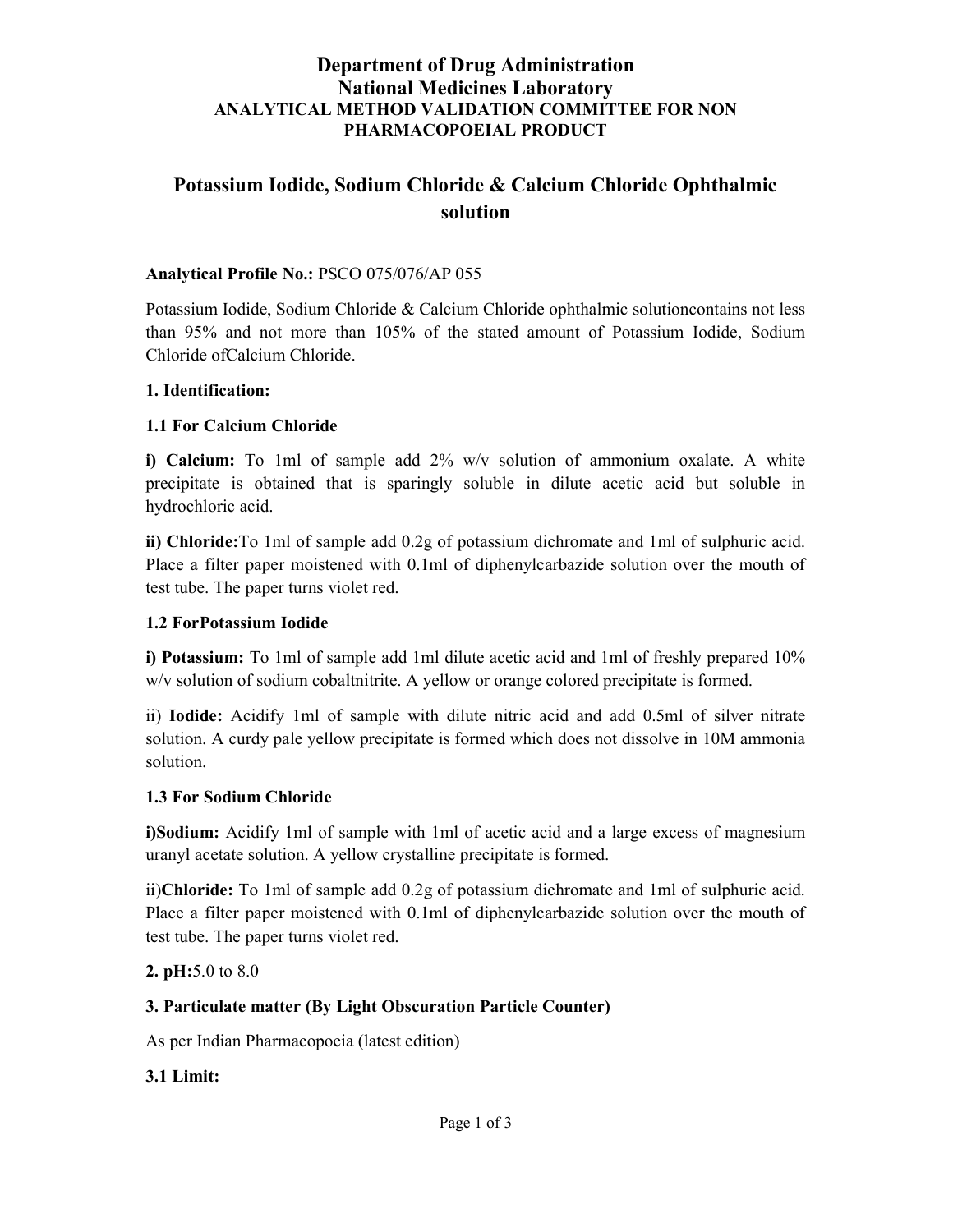# Department of Drug Administration
# National Medicines Laboratory
## ANALYTICAL METHOD VALIDATION COMMITTEE FOR NON PHARMACOPOEIAL PRODUCT

## Potassium Iodide, Sodium Chloride & Calcium Chloride Ophthalmic solution

**Analytical Profile No.:** PSCO 075/076/AP 055

Potassium Iodide, Sodium Chloride & Calcium Chloride ophthalmic solutioncontains not less than 95% and not more than 105% of the stated amount of Potassium Iodide, Sodium Chloride ofCalcium Chloride.

**1. Identification:**

**1.1 For Calcium Chloride**

**i) Calcium:** To 1ml of sample add 2% w/v solution of ammonium oxalate. A white precipitate is obtained that is sparingly soluble in dilute acetic acid but soluble in hydrochloric acid.

**ii) Chloride:**To 1ml of sample add 0.2g of potassium dichromate and 1ml of sulphuric acid. Place a filter paper moistened with 0.1ml of diphenylcarbazide solution over the mouth of test tube. The paper turns violet red.

**1.2 ForPotassium Iodide**

**i) Potassium:** To 1ml of sample add 1ml dilute acetic acid and 1ml of freshly prepared 10% w/v solution of sodium cobaltnitrite. A yellow or orange colored precipitate is formed.

ii) **Iodide:** Acidify 1ml of sample with dilute nitric acid and add 0.5ml of silver nitrate solution. A curdy pale yellow precipitate is formed which does not dissolve in 10M ammonia solution.

**1.3 For Sodium Chloride**

**i)Sodium:** Acidify 1ml of sample with 1ml of acetic acid and a large excess of magnesium uranyl acetate solution. A yellow crystalline precipitate is formed.

ii)**Chloride:** To 1ml of sample add 0.2g of potassium dichromate and 1ml of sulphuric acid. Place a filter paper moistened with 0.1ml of diphenylcarbazide solution over the mouth of test tube. The paper turns violet red.

**2. pH:**5.0 to 8.0

**3. Particulate matter (By Light Obscuration Particle Counter)**

As per Indian Pharmacopoeia (latest edition)

**3.1 Limit:**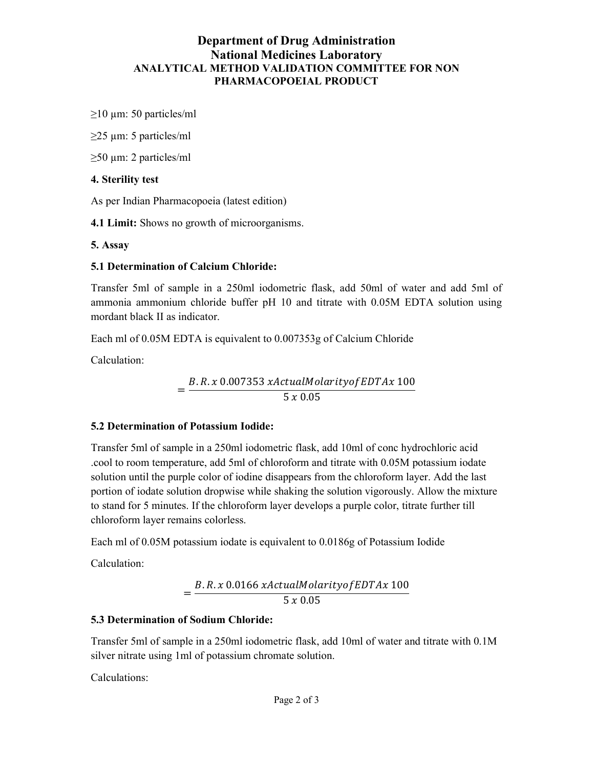≥10 µm: 50 particles/ml

≥25 µm: 5 particles/ml

≥50 µm: 2 particles/ml

**4. Sterility test**

As per Indian Pharmacopoeia (latest edition)

**4.1 Limit:** Shows no growth of microorganisms.

**5. Assay**

**5.1 Determination of Calcium Chloride:**

Transfer 5ml of sample in a 250ml iodometric flask, add 50ml of water and add 5ml of ammonia ammonium chloride buffer pH 10 and titrate with 0.05M EDTA solution using mordant black II as indicator.

Each ml of 0.05M EDTA is equivalent to 0.007353g of Calcium Chloride

Calculation:

$$= \frac{B.R. x\ 0.007353\ x Actual Molarity of EDTA x\ 100}{5\ x\ 0.05}$$

**5.2 Determination of Potassium Iodide:**

Transfer 5ml of sample in a 250ml iodometric flask, add 10ml of conc hydrochloric acid .cool to room temperature, add 5ml of chloroform and titrate with 0.05M potassium iodate solution until the purple color of iodine disappears from the chloroform layer. Add the last portion of iodate solution dropwise while shaking the solution vigorously. Allow the mixture to stand for 5 minutes. If the chloroform layer develops a purple color, titrate further till chloroform layer remains colorless.

Each ml of 0.05M potassium iodate is equivalent to 0.0186g of Potassium Iodide

Calculation:

$$= \frac{B.R. x\ 0.0166\ x Actual Molarity of EDTA x\ 100}{5\ x\ 0.05}$$

**5.3 Determination of Sodium Chloride:**

Transfer 5ml of sample in a 250ml iodometric flask, add 10ml of water and titrate with 0.1M silver nitrate using 1ml of potassium chromate solution.

Calculations: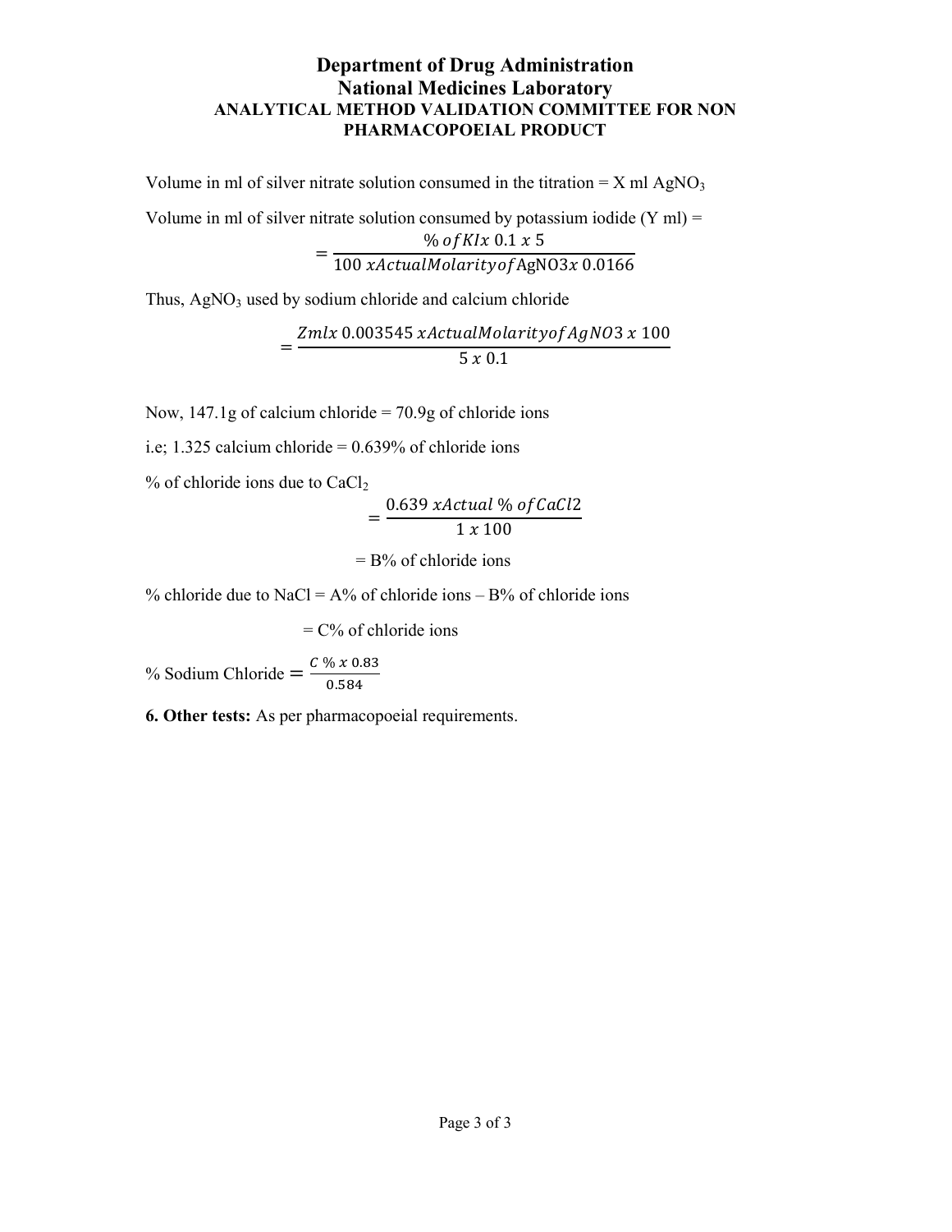# Department of Drug Administration
## National Medicines Laboratory
### ANALYTICAL METHOD VALIDATION COMMITTEE FOR NON PHARMACOPOEIAL PRODUCT

Volume in ml of silver nitrate solution consumed in the titration = X ml $AgNO_3$

Volume in ml of silver nitrate solution consumed by potassium iodide (Y ml) =

$$= \frac{\% \, of KI x \; 0.1 \; x \; 5}{100 \; x Actual Molarity of \; AgNO3 x \; 0.0166}$$

Thus, $AgNO_3$ used by sodium chloride and calcium chloride

$$= \frac{Zml x \; 0.003545 \; x Actual Molarity of AgNO3 \; x \; 100}{5 \; x \; 0.1}$$

Now, 147.1g of calcium chloride = 70.9g of chloride ions

i.e; 1.325 calcium chloride = 0.639% of chloride ions

% of chloride ions due to $CaCl_2$

$$= \frac{0.639 \; x Actual \; \% \; of CaCl2}{1 \; x \; 100}$$

= B% of chloride ions

% chloride due to NaCl = A% of chloride ions – B% of chloride ions

= C% of chloride ions

% Sodium Chloride $= \frac{C \, \% \; x \; 0.83}{0.584}$

**6. Other tests:** As per pharmacopoeial requirements.